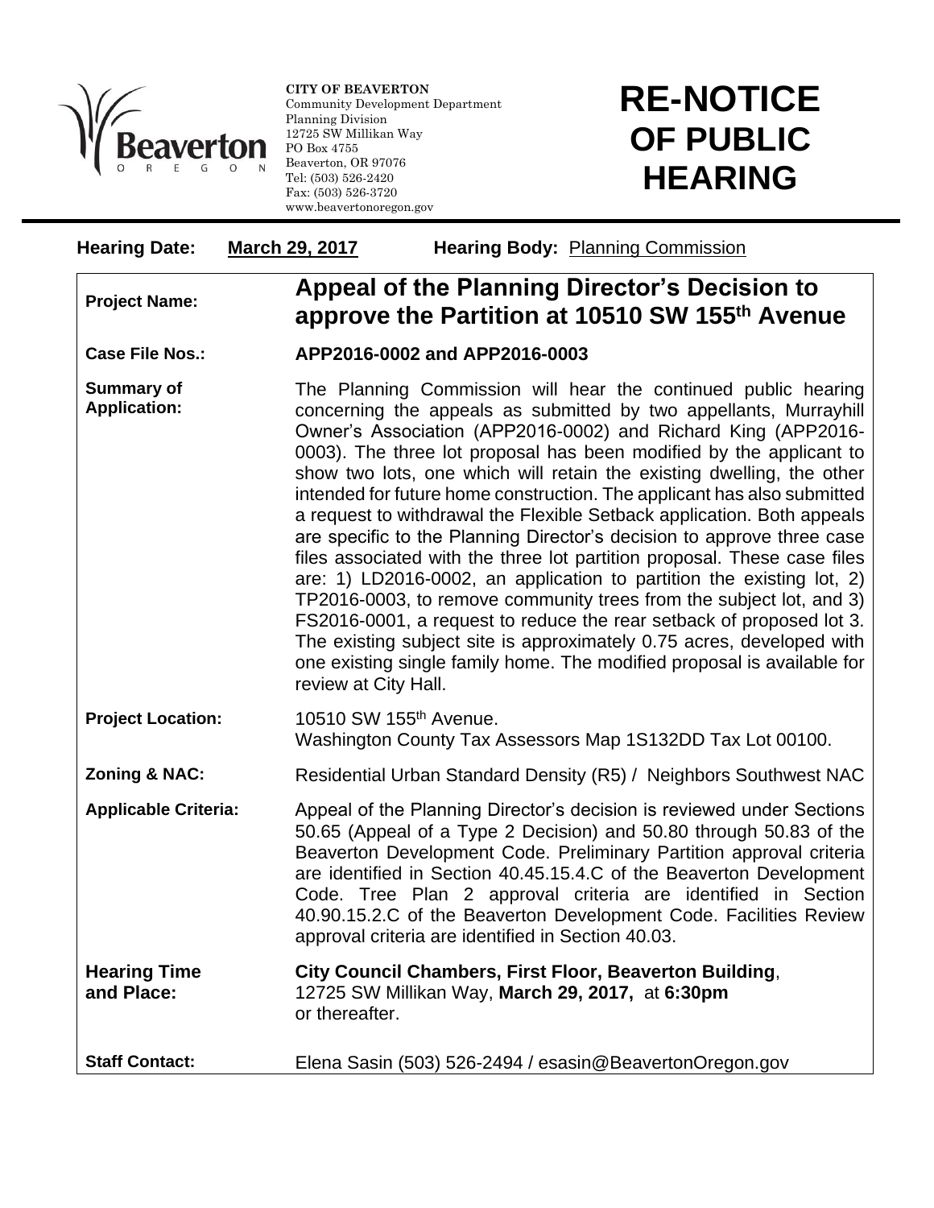CITY OF BEAVERTON
Community Development Department
Planning Division
12725 SW Millikan Way
PO Box 4755
Beaverton, OR 97076
Tel: (503) 526-2420
Fax: (503) 526-3720
www.beavertonoregon.gov

# RE-NOTICE OF PUBLIC HEARING

**Hearing Date:** March 29, 2017 **Hearing Body:** Planning Commission

| | |
|---|---|
| **Project Name:** | **Appeal of the Planning Director's Decision to approve the Partition at 10510 SW 155th Avenue** |
| **Case File Nos.:** | **APP2016-0002 and APP2016-0003** |
| **Summary of Application:** | The Planning Commission will hear the continued public hearing concerning the appeals as submitted by two appellants, Murrayhill Owner's Association (APP2016-0002) and Richard King (APP2016-0003). The three lot proposal has been modified by the applicant to show two lots, one which will retain the existing dwelling, the other intended for future home construction. The applicant has also submitted a request to withdrawal the Flexible Setback application. Both appeals are specific to the Planning Director's decision to approve three case files associated with the three lot partition proposal. These case files are: 1) LD2016-0002, an application to partition the existing lot, 2) TP2016-0003, to remove community trees from the subject lot, and 3) FS2016-0001, a request to reduce the rear setback of proposed lot 3. The existing subject site is approximately 0.75 acres, developed with one existing single family home. The modified proposal is available for review at City Hall. |
| **Project Location:** | 10510 SW 155th Avenue. Washington County Tax Assessors Map 1S132DD Tax Lot 00100. |
| **Zoning & NAC:** | Residential Urban Standard Density (R5) / Neighbors Southwest NAC |
| **Applicable Criteria:** | Appeal of the Planning Director's decision is reviewed under Sections 50.65 (Appeal of a Type 2 Decision) and 50.80 through 50.83 of the Beaverton Development Code. Preliminary Partition approval criteria are identified in Section 40.45.15.4.C of the Beaverton Development Code. Tree Plan 2 approval criteria are identified in Section 40.90.15.2.C of the Beaverton Development Code. Facilities Review approval criteria are identified in Section 40.03. |
| **Hearing Time and Place:** | **City Council Chambers, First Floor, Beaverton Building**, 12725 SW Millikan Way, **March 29, 2017,** at **6:30pm** or thereafter. |
| **Staff Contact:** | Elena Sasin (503) 526-2494 / esasin@BeavertonOregon.gov |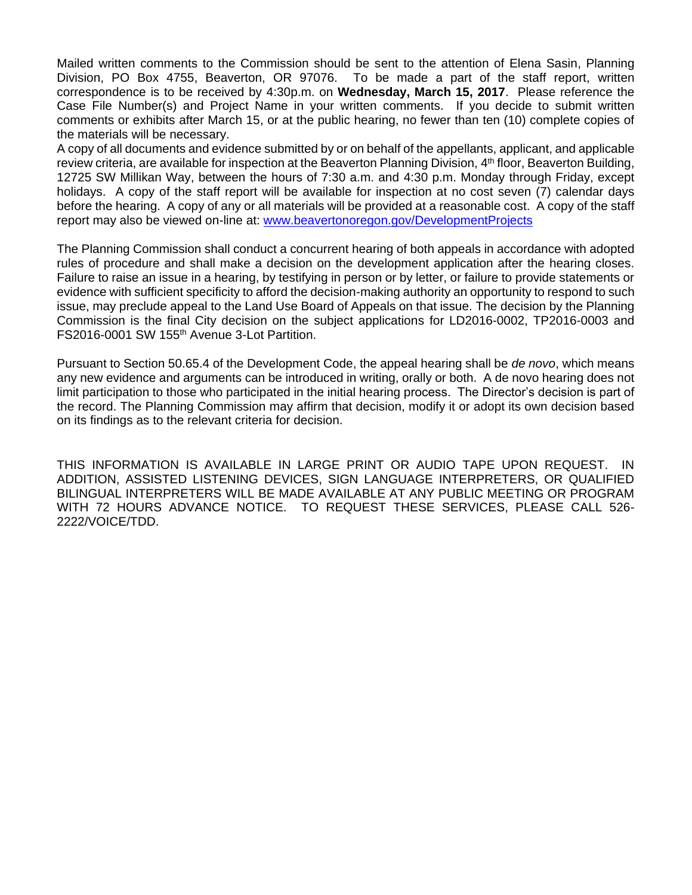Mailed written comments to the Commission should be sent to the attention of Elena Sasin, Planning Division, PO Box 4755, Beaverton, OR 97076. To be made a part of the staff report, written correspondence is to be received by 4:30p.m. on **Wednesday, March 15, 2017**. Please reference the Case File Number(s) and Project Name in your written comments. If you decide to submit written comments or exhibits after March 15, or at the public hearing, no fewer than ten (10) complete copies of the materials will be necessary.

A copy of all documents and evidence submitted by or on behalf of the appellants, applicant, and applicable review criteria, are available for inspection at the Beaverton Planning Division, 4th floor, Beaverton Building, 12725 SW Millikan Way, between the hours of 7:30 a.m. and 4:30 p.m. Monday through Friday, except holidays. A copy of the staff report will be available for inspection at no cost seven (7) calendar days before the hearing. A copy of any or all materials will be provided at a reasonable cost. A copy of the staff report may also be viewed on-line at: www.beavertonoregon.gov/DevelopmentProjects

The Planning Commission shall conduct a concurrent hearing of both appeals in accordance with adopted rules of procedure and shall make a decision on the development application after the hearing closes. Failure to raise an issue in a hearing, by testifying in person or by letter, or failure to provide statements or evidence with sufficient specificity to afford the decision-making authority an opportunity to respond to such issue, may preclude appeal to the Land Use Board of Appeals on that issue. The decision by the Planning Commission is the final City decision on the subject applications for LD2016-0002, TP2016-0003 and FS2016-0001 SW 155th Avenue 3-Lot Partition.

Pursuant to Section 50.65.4 of the Development Code, the appeal hearing shall be *de novo*, which means any new evidence and arguments can be introduced in writing, orally or both. A de novo hearing does not limit participation to those who participated in the initial hearing process. The Director's decision is part of the record. The Planning Commission may affirm that decision, modify it or adopt its own decision based on its findings as to the relevant criteria for decision.

THIS INFORMATION IS AVAILABLE IN LARGE PRINT OR AUDIO TAPE UPON REQUEST. IN ADDITION, ASSISTED LISTENING DEVICES, SIGN LANGUAGE INTERPRETERS, OR QUALIFIED BILINGUAL INTERPRETERS WILL BE MADE AVAILABLE AT ANY PUBLIC MEETING OR PROGRAM WITH 72 HOURS ADVANCE NOTICE. TO REQUEST THESE SERVICES, PLEASE CALL 526-2222/VOICE/TDD.